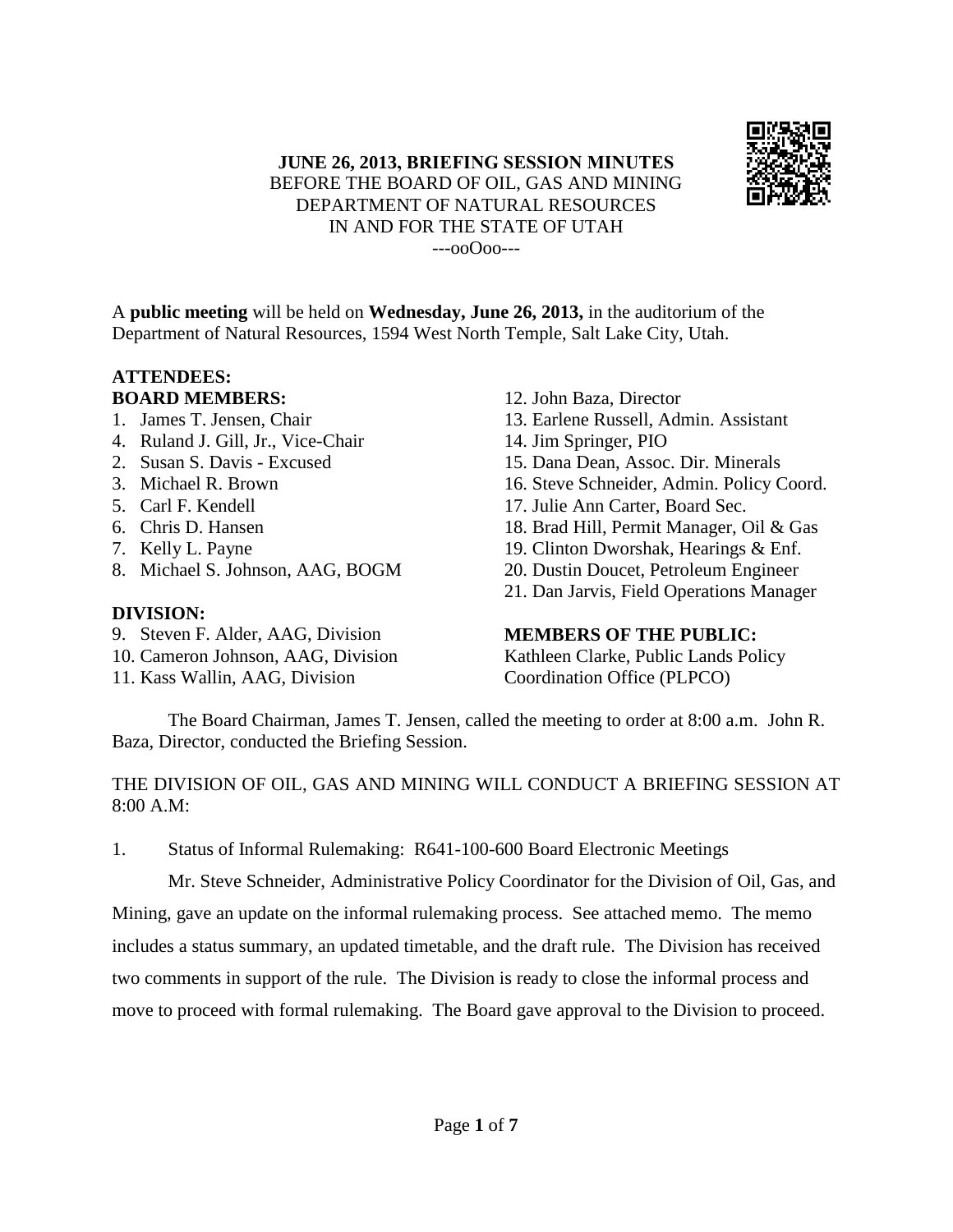**JUNE 26, 2013, BRIEFING SESSION MINUTES**
BEFORE THE BOARD OF OIL, GAS AND MINING
DEPARTMENT OF NATURAL RESOURCES
IN AND FOR THE STATE OF UTAH
---ooOoo---

A **public meeting** will be held on **Wednesday, June 26, 2013,** in the auditorium of the Department of Natural Resources, 1594 West North Temple, Salt Lake City, Utah.

**ATTENDEES:**

**BOARD MEMBERS:**

1. James T. Jensen, Chair
4. Ruland J. Gill, Jr., Vice-Chair
2. Susan S. Davis - Excused
3. Michael R. Brown
5. Carl F. Kendell
6. Chris D. Hansen
7. Kelly L. Payne
8. Michael S. Johnson, AAG, BOGM

**DIVISION:**

9. Steven F. Alder, AAG, Division
10. Cameron Johnson, AAG, Division
11. Kass Wallin, AAG, Division
12. John Baza, Director
13. Earlene Russell, Admin. Assistant
14. Jim Springer, PIO
15. Dana Dean, Assoc. Dir. Minerals
16. Steve Schneider, Admin. Policy Coord.
17. Julie Ann Carter, Board Sec.
18. Brad Hill, Permit Manager, Oil & Gas
19. Clinton Dworshak, Hearings & Enf.
20. Dustin Doucet, Petroleum Engineer
21. Dan Jarvis, Field Operations Manager

**MEMBERS OF THE PUBLIC:**

Kathleen Clarke, Public Lands Policy Coordination Office (PLPCO)

The Board Chairman, James T. Jensen, called the meeting to order at 8:00 a.m. John R. Baza, Director, conducted the Briefing Session.

THE DIVISION OF OIL, GAS AND MINING WILL CONDUCT A BRIEFING SESSION AT 8:00 A.M:

1. Status of Informal Rulemaking: R641-100-600 Board Electronic Meetings

Mr. Steve Schneider, Administrative Policy Coordinator for the Division of Oil, Gas, and Mining, gave an update on the informal rulemaking process. See attached memo. The memo includes a status summary, an updated timetable, and the draft rule. The Division has received two comments in support of the rule. The Division is ready to close the informal process and move to proceed with formal rulemaking. The Board gave approval to the Division to proceed.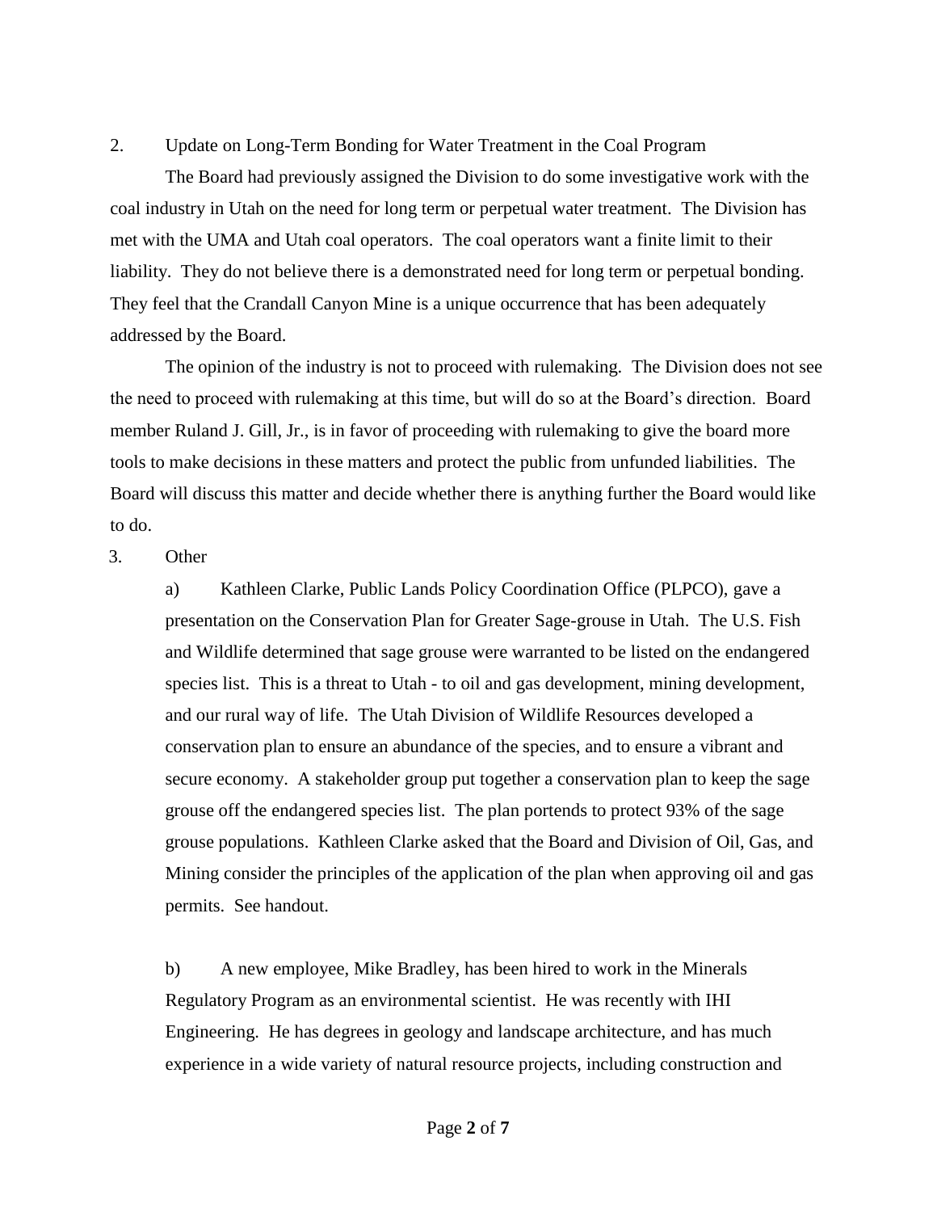2. Update on Long-Term Bonding for Water Treatment in the Coal Program

The Board had previously assigned the Division to do some investigative work with the coal industry in Utah on the need for long term or perpetual water treatment. The Division has met with the UMA and Utah coal operators. The coal operators want a finite limit to their liability. They do not believe there is a demonstrated need for long term or perpetual bonding. They feel that the Crandall Canyon Mine is a unique occurrence that has been adequately addressed by the Board.

The opinion of the industry is not to proceed with rulemaking. The Division does not see the need to proceed with rulemaking at this time, but will do so at the Board's direction. Board member Ruland J. Gill, Jr., is in favor of proceeding with rulemaking to give the board more tools to make decisions in these matters and protect the public from unfunded liabilities. The Board will discuss this matter and decide whether there is anything further the Board would like to do.

3. Other

a) Kathleen Clarke, Public Lands Policy Coordination Office (PLPCO), gave a presentation on the Conservation Plan for Greater Sage-grouse in Utah. The U.S. Fish and Wildlife determined that sage grouse were warranted to be listed on the endangered species list. This is a threat to Utah - to oil and gas development, mining development, and our rural way of life. The Utah Division of Wildlife Resources developed a conservation plan to ensure an abundance of the species, and to ensure a vibrant and secure economy. A stakeholder group put together a conservation plan to keep the sage grouse off the endangered species list. The plan portends to protect 93% of the sage grouse populations. Kathleen Clarke asked that the Board and Division of Oil, Gas, and Mining consider the principles of the application of the plan when approving oil and gas permits. See handout.

b) A new employee, Mike Bradley, has been hired to work in the Minerals Regulatory Program as an environmental scientist. He was recently with IHI Engineering. He has degrees in geology and landscape architecture, and has much experience in a wide variety of natural resource projects, including construction and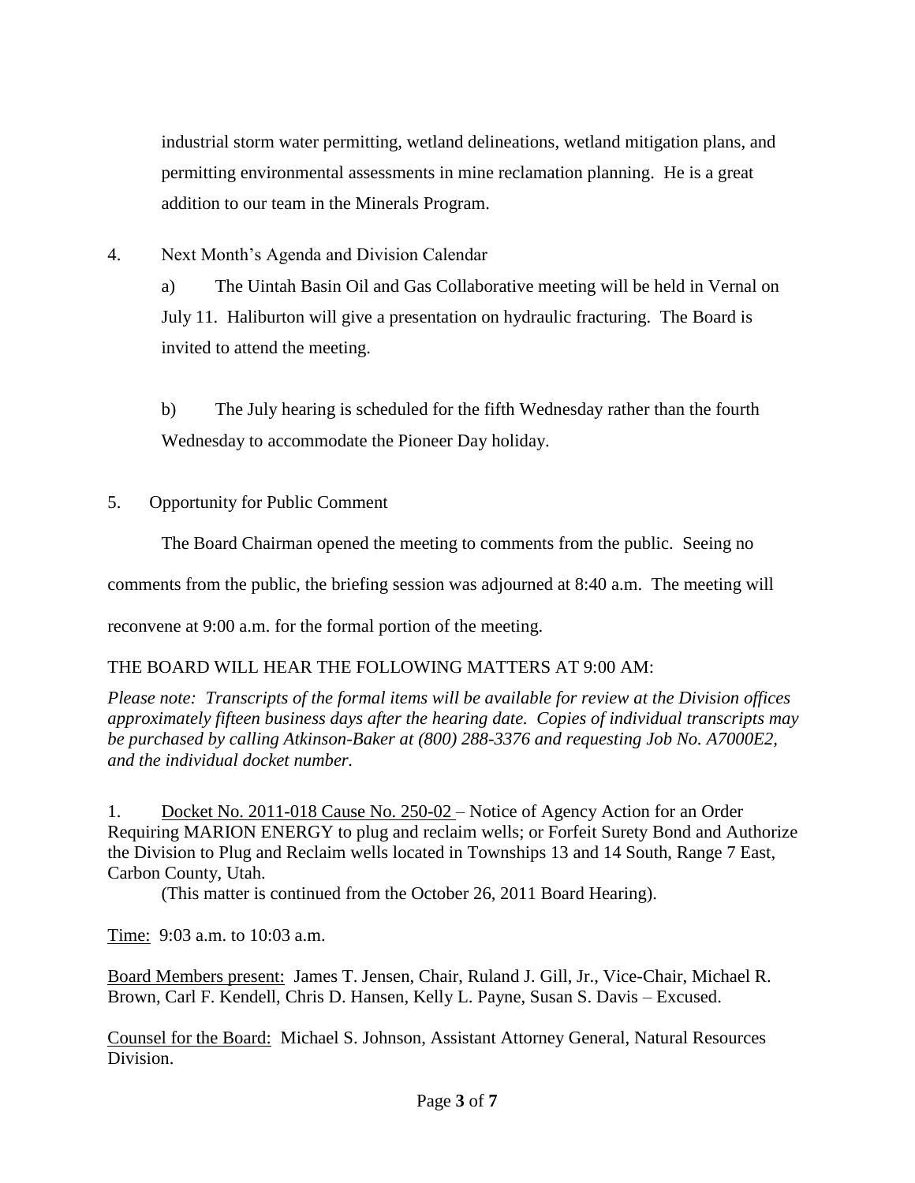industrial storm water permitting, wetland delineations, wetland mitigation plans, and permitting environmental assessments in mine reclamation planning. He is a great addition to our team in the Minerals Program.

4. Next Month's Agenda and Division Calendar

   a) The Uintah Basin Oil and Gas Collaborative meeting will be held in Vernal on July 11. Haliburton will give a presentation on hydraulic fracturing. The Board is invited to attend the meeting.

   b) The July hearing is scheduled for the fifth Wednesday rather than the fourth Wednesday to accommodate the Pioneer Day holiday.

5. Opportunity for Public Comment

The Board Chairman opened the meeting to comments from the public. Seeing no comments from the public, the briefing session was adjourned at 8:40 a.m. The meeting will reconvene at 9:00 a.m. for the formal portion of the meeting.

THE BOARD WILL HEAR THE FOLLOWING MATTERS AT 9:00 AM:

*Please note: Transcripts of the formal items will be available for review at the Division offices approximately fifteen business days after the hearing date. Copies of individual transcripts may be purchased by calling Atkinson-Baker at (800) 288-3376 and requesting Job No. A7000E2, and the individual docket number.*

1. Docket No. 2011-018 Cause No. 250-02 – Notice of Agency Action for an Order Requiring MARION ENERGY to plug and reclaim wells; or Forfeit Surety Bond and Authorize the Division to Plug and Reclaim wells located in Townships 13 and 14 South, Range 7 East, Carbon County, Utah.

   (This matter is continued from the October 26, 2011 Board Hearing).

Time: 9:03 a.m. to 10:03 a.m.

Board Members present: James T. Jensen, Chair, Ruland J. Gill, Jr., Vice-Chair, Michael R. Brown, Carl F. Kendell, Chris D. Hansen, Kelly L. Payne, Susan S. Davis – Excused.

Counsel for the Board: Michael S. Johnson, Assistant Attorney General, Natural Resources Division.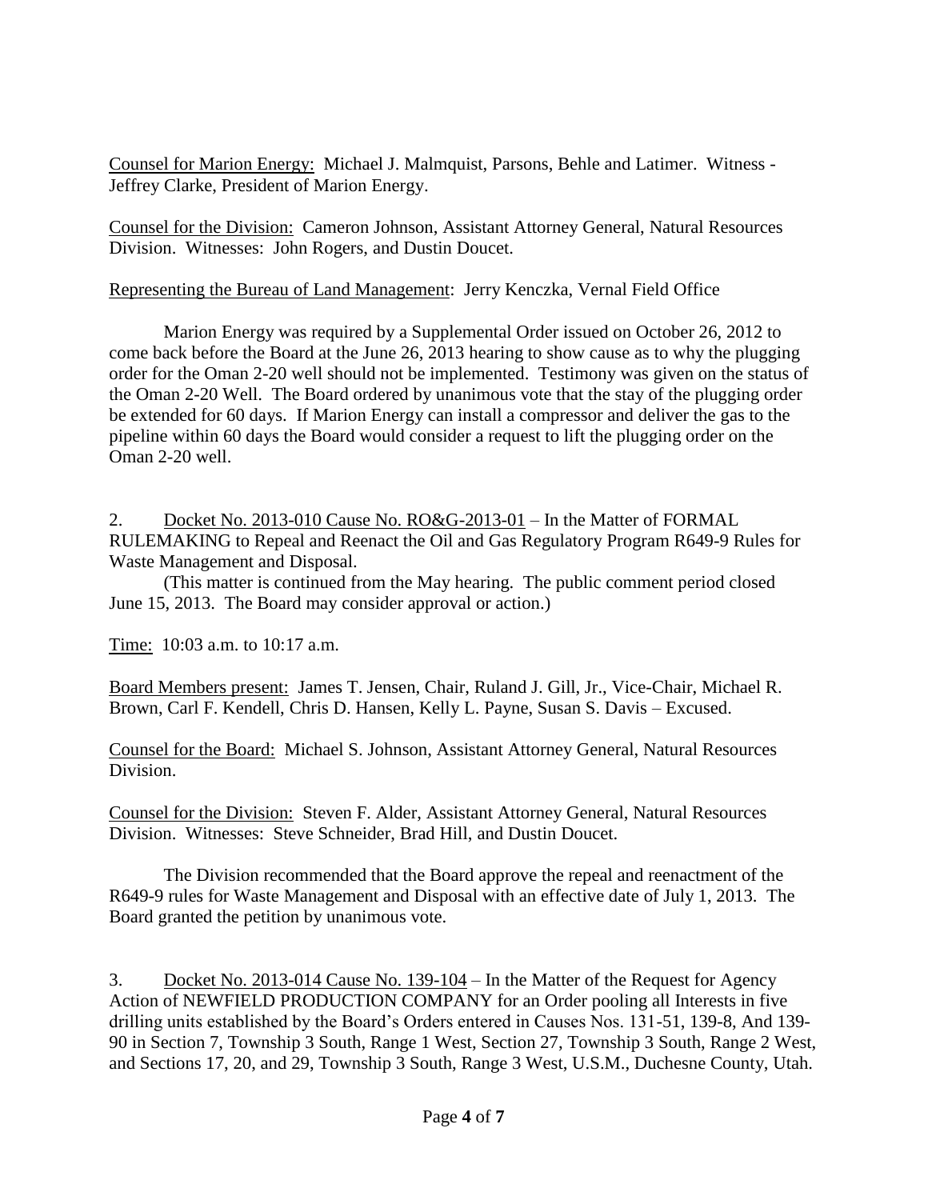Counsel for Marion Energy: Michael J. Malmquist, Parsons, Behle and Latimer. Witness - Jeffrey Clarke, President of Marion Energy.

Counsel for the Division: Cameron Johnson, Assistant Attorney General, Natural Resources Division. Witnesses: John Rogers, and Dustin Doucet.

Representing the Bureau of Land Management: Jerry Kenczka, Vernal Field Office

Marion Energy was required by a Supplemental Order issued on October 26, 2012 to come back before the Board at the June 26, 2013 hearing to show cause as to why the plugging order for the Oman 2-20 well should not be implemented. Testimony was given on the status of the Oman 2-20 Well. The Board ordered by unanimous vote that the stay of the plugging order be extended for 60 days. If Marion Energy can install a compressor and deliver the gas to the pipeline within 60 days the Board would consider a request to lift the plugging order on the Oman 2-20 well.

2. Docket No. 2013-010 Cause No. RO&G-2013-01 – In the Matter of FORMAL RULEMAKING to Repeal and Reenact the Oil and Gas Regulatory Program R649-9 Rules for Waste Management and Disposal.

(This matter is continued from the May hearing. The public comment period closed June 15, 2013. The Board may consider approval or action.)

Time: 10:03 a.m. to 10:17 a.m.

Board Members present: James T. Jensen, Chair, Ruland J. Gill, Jr., Vice-Chair, Michael R. Brown, Carl F. Kendell, Chris D. Hansen, Kelly L. Payne, Susan S. Davis – Excused.

Counsel for the Board: Michael S. Johnson, Assistant Attorney General, Natural Resources Division.

Counsel for the Division: Steven F. Alder, Assistant Attorney General, Natural Resources Division. Witnesses: Steve Schneider, Brad Hill, and Dustin Doucet.

The Division recommended that the Board approve the repeal and reenactment of the R649-9 rules for Waste Management and Disposal with an effective date of July 1, 2013. The Board granted the petition by unanimous vote.

3. Docket No. 2013-014 Cause No. 139-104 – In the Matter of the Request for Agency Action of NEWFIELD PRODUCTION COMPANY for an Order pooling all Interests in five drilling units established by the Board's Orders entered in Causes Nos. 131-51, 139-8, And 139-90 in Section 7, Township 3 South, Range 1 West, Section 27, Township 3 South, Range 2 West, and Sections 17, 20, and 29, Township 3 South, Range 3 West, U.S.M., Duchesne County, Utah.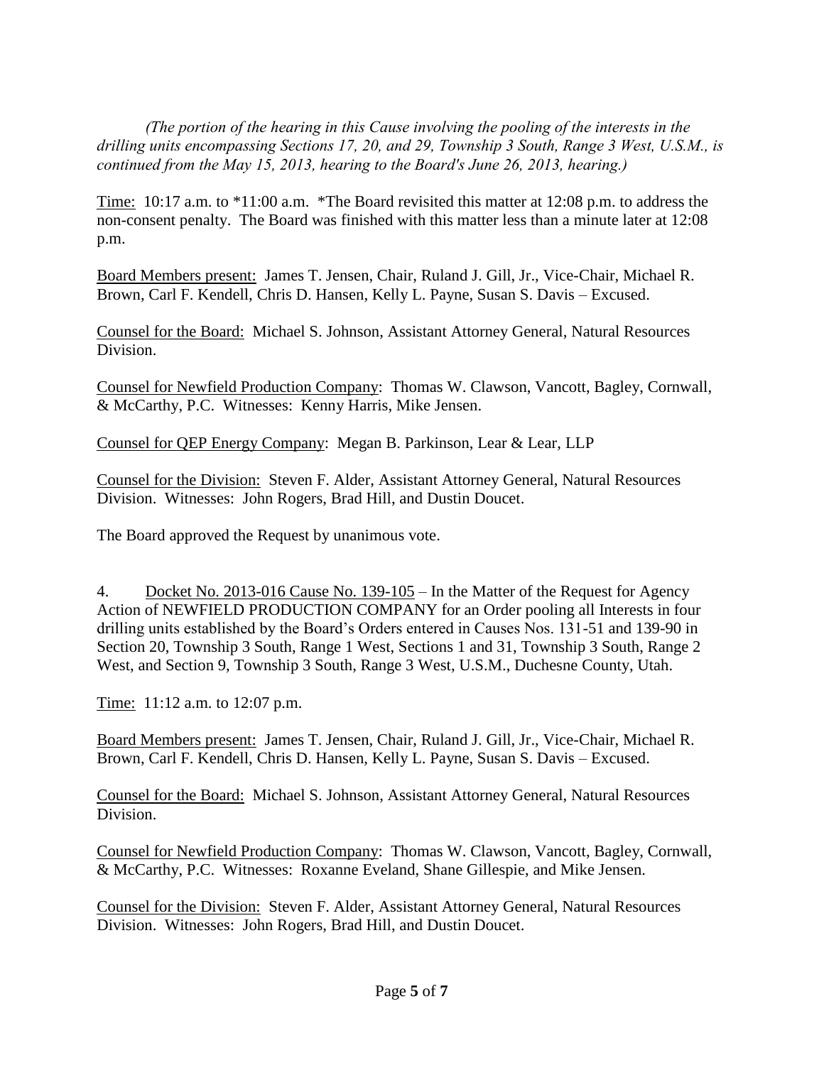*(The portion of the hearing in this Cause involving the pooling of the interests in the drilling units encompassing Sections 17, 20, and 29, Township 3 South, Range 3 West, U.S.M., is continued from the May 15, 2013, hearing to the Board's June 26, 2013, hearing.)*

<u>Time:</u> 10:17 a.m. to *11:00 a.m. *The Board revisited this matter at 12:08 p.m. to address the non-consent penalty. The Board was finished with this matter less than a minute later at 12:08 p.m.

<u>Board Members present:</u> James T. Jensen, Chair, Ruland J. Gill, Jr., Vice-Chair, Michael R. Brown, Carl F. Kendell, Chris D. Hansen, Kelly L. Payne, Susan S. Davis – Excused.

<u>Counsel for the Board:</u> Michael S. Johnson, Assistant Attorney General, Natural Resources Division.

<u>Counsel for Newfield Production Company</u>: Thomas W. Clawson, Vancott, Bagley, Cornwall, & McCarthy, P.C. Witnesses: Kenny Harris, Mike Jensen.

<u>Counsel for QEP Energy Company</u>: Megan B. Parkinson, Lear & Lear, LLP

<u>Counsel for the Division:</u> Steven F. Alder, Assistant Attorney General, Natural Resources Division. Witnesses: John Rogers, Brad Hill, and Dustin Doucet.

The Board approved the Request by unanimous vote.

4. <u>Docket No. 2013-016 Cause No. 139-105</u> – In the Matter of the Request for Agency Action of NEWFIELD PRODUCTION COMPANY for an Order pooling all Interests in four drilling units established by the Board's Orders entered in Causes Nos. 131-51 and 139-90 in Section 20, Township 3 South, Range 1 West, Sections 1 and 31, Township 3 South, Range 2 West, and Section 9, Township 3 South, Range 3 West, U.S.M., Duchesne County, Utah.

<u>Time:</u> 11:12 a.m. to 12:07 p.m.

<u>Board Members present:</u> James T. Jensen, Chair, Ruland J. Gill, Jr., Vice-Chair, Michael R. Brown, Carl F. Kendell, Chris D. Hansen, Kelly L. Payne, Susan S. Davis – Excused.

<u>Counsel for the Board:</u> Michael S. Johnson, Assistant Attorney General, Natural Resources Division.

<u>Counsel for Newfield Production Company</u>: Thomas W. Clawson, Vancott, Bagley, Cornwall, & McCarthy, P.C. Witnesses: Roxanne Eveland, Shane Gillespie, and Mike Jensen.

<u>Counsel for the Division:</u> Steven F. Alder, Assistant Attorney General, Natural Resources Division. Witnesses: John Rogers, Brad Hill, and Dustin Doucet.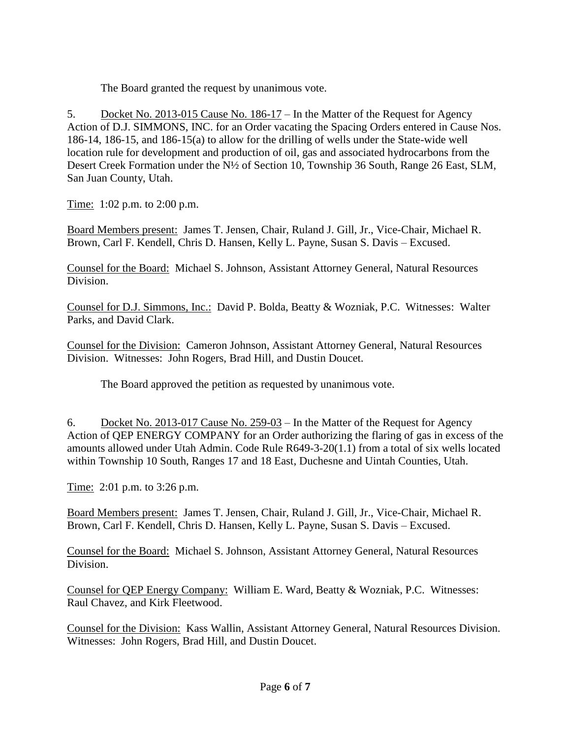The Board granted the request by unanimous vote.

5. Docket No. 2013-015 Cause No. 186-17 – In the Matter of the Request for Agency Action of D.J. SIMMONS, INC. for an Order vacating the Spacing Orders entered in Cause Nos. 186-14, 186-15, and 186-15(a) to allow for the drilling of wells under the State-wide well location rule for development and production of oil, gas and associated hydrocarbons from the Desert Creek Formation under the N½ of Section 10, Township 36 South, Range 26 East, SLM, San Juan County, Utah.

Time: 1:02 p.m. to 2:00 p.m.

Board Members present: James T. Jensen, Chair, Ruland J. Gill, Jr., Vice-Chair, Michael R. Brown, Carl F. Kendell, Chris D. Hansen, Kelly L. Payne, Susan S. Davis – Excused.

Counsel for the Board: Michael S. Johnson, Assistant Attorney General, Natural Resources Division.

Counsel for D.J. Simmons, Inc.: David P. Bolda, Beatty & Wozniak, P.C. Witnesses: Walter Parks, and David Clark.

Counsel for the Division: Cameron Johnson, Assistant Attorney General, Natural Resources Division. Witnesses: John Rogers, Brad Hill, and Dustin Doucet.

The Board approved the petition as requested by unanimous vote.

6. Docket No. 2013-017 Cause No. 259-03 – In the Matter of the Request for Agency Action of QEP ENERGY COMPANY for an Order authorizing the flaring of gas in excess of the amounts allowed under Utah Admin. Code Rule R649-3-20(1.1) from a total of six wells located within Township 10 South, Ranges 17 and 18 East, Duchesne and Uintah Counties, Utah.

Time: 2:01 p.m. to 3:26 p.m.

Board Members present: James T. Jensen, Chair, Ruland J. Gill, Jr., Vice-Chair, Michael R. Brown, Carl F. Kendell, Chris D. Hansen, Kelly L. Payne, Susan S. Davis – Excused.

Counsel for the Board: Michael S. Johnson, Assistant Attorney General, Natural Resources Division.

Counsel for QEP Energy Company: William E. Ward, Beatty & Wozniak, P.C. Witnesses: Raul Chavez, and Kirk Fleetwood.

Counsel for the Division: Kass Wallin, Assistant Attorney General, Natural Resources Division. Witnesses: John Rogers, Brad Hill, and Dustin Doucet.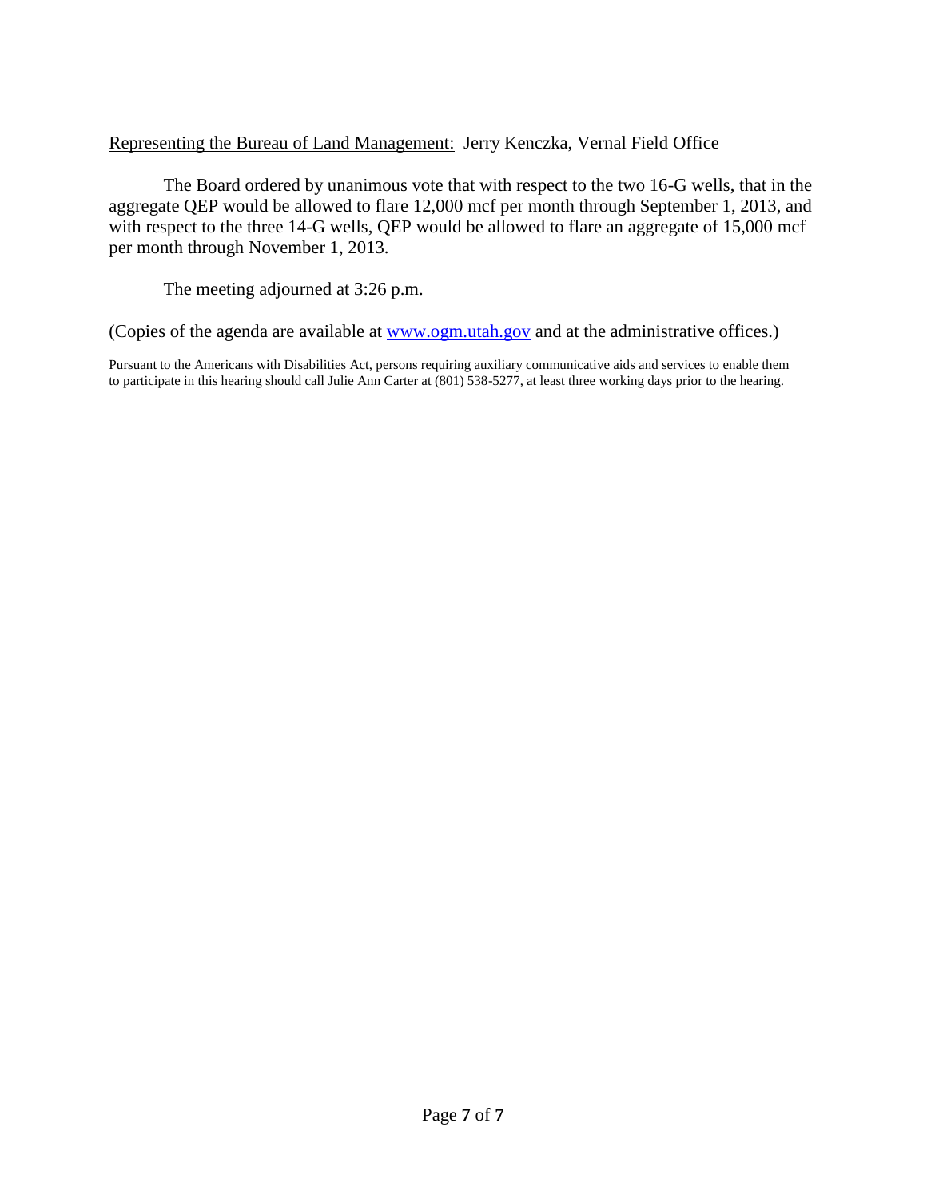Representing the Bureau of Land Management: Jerry Kenczka, Vernal Field Office

The Board ordered by unanimous vote that with respect to the two 16-G wells, that in the aggregate QEP would be allowed to flare 12,000 mcf per month through September 1, 2013, and with respect to the three 14-G wells, QEP would be allowed to flare an aggregate of 15,000 mcf per month through November 1, 2013.

The meeting adjourned at 3:26 p.m.

(Copies of the agenda are available at www.ogm.utah.gov and at the administrative offices.)

Pursuant to the Americans with Disabilities Act, persons requiring auxiliary communicative aids and services to enable them to participate in this hearing should call Julie Ann Carter at (801) 538-5277, at least three working days prior to the hearing.